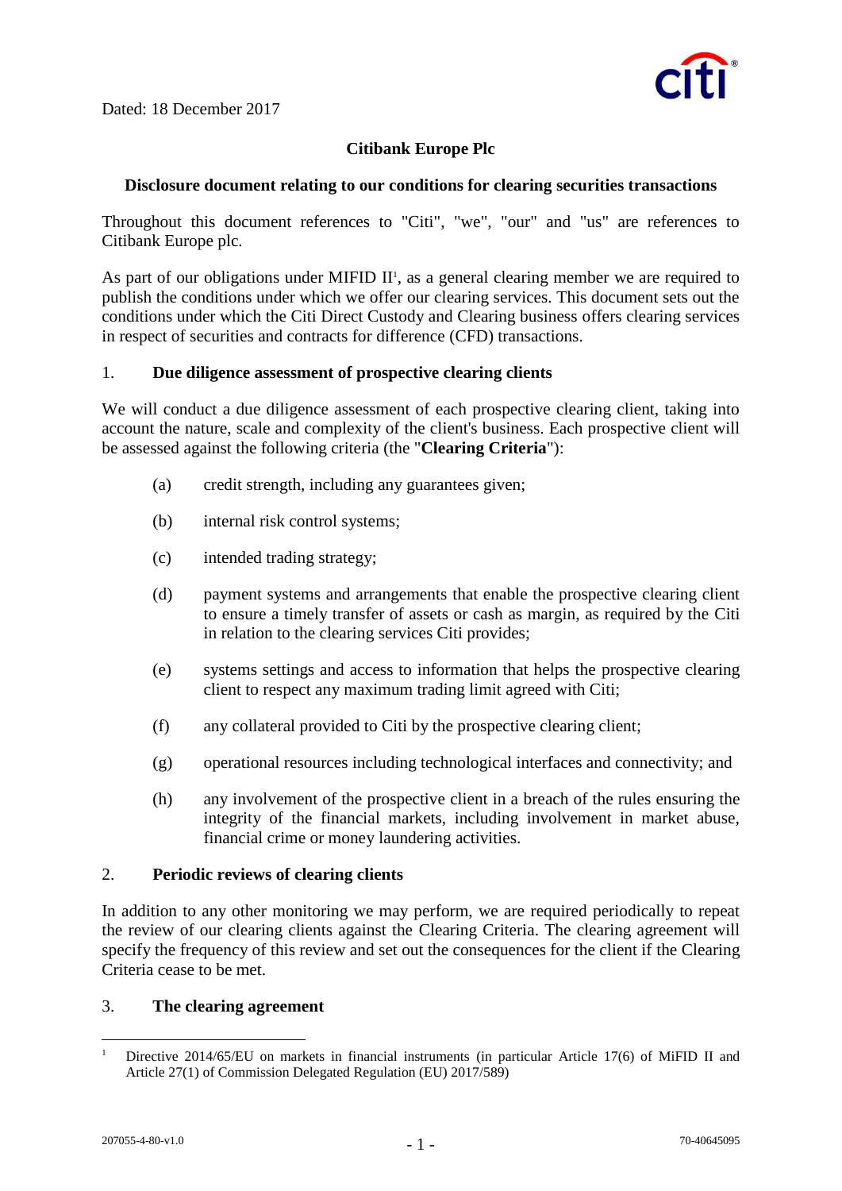Dated: 18 December 2017

**Citibank Europe Plc**

**Disclosure document relating to our conditions for clearing securities transactions**

Throughout this document references to "Citi", "we", "our" and "us" are references to Citibank Europe plc.

As part of our obligations under MIFID II[1], as a general clearing member we are required to publish the conditions under which we offer our clearing services. This document sets out the conditions under which the Citi Direct Custody and Clearing business offers clearing services in respect of securities and contracts for difference (CFD) transactions.

## 1. Due diligence assessment of prospective clearing clients

We will conduct a due diligence assessment of each prospective clearing client, taking into account the nature, scale and complexity of the client's business. Each prospective client will be assessed against the following criteria (the "**Clearing Criteria**"):

(a) credit strength, including any guarantees given;

(b) internal risk control systems;

(c) intended trading strategy;

(d) payment systems and arrangements that enable the prospective clearing client to ensure a timely transfer of assets or cash as margin, as required by the Citi in relation to the clearing services Citi provides;

(e) systems settings and access to information that helps the prospective clearing client to respect any maximum trading limit agreed with Citi;

(f) any collateral provided to Citi by the prospective clearing client;

(g) operational resources including technological interfaces and connectivity; and

(h) any involvement of the prospective client in a breach of the rules ensuring the integrity of the financial markets, including involvement in market abuse, financial crime or money laundering activities.

## 2. Periodic reviews of clearing clients

In addition to any other monitoring we may perform, we are required periodically to repeat the review of our clearing clients against the Clearing Criteria. The clearing agreement will specify the frequency of this review and set out the consequences for the client if the Clearing Criteria cease to be met.

## 3. The clearing agreement

[1] Directive 2014/65/EU on markets in financial instruments (in particular Article 17(6) of MiFID II and Article 27(1) of Commission Delegated Regulation (EU) 2017/589)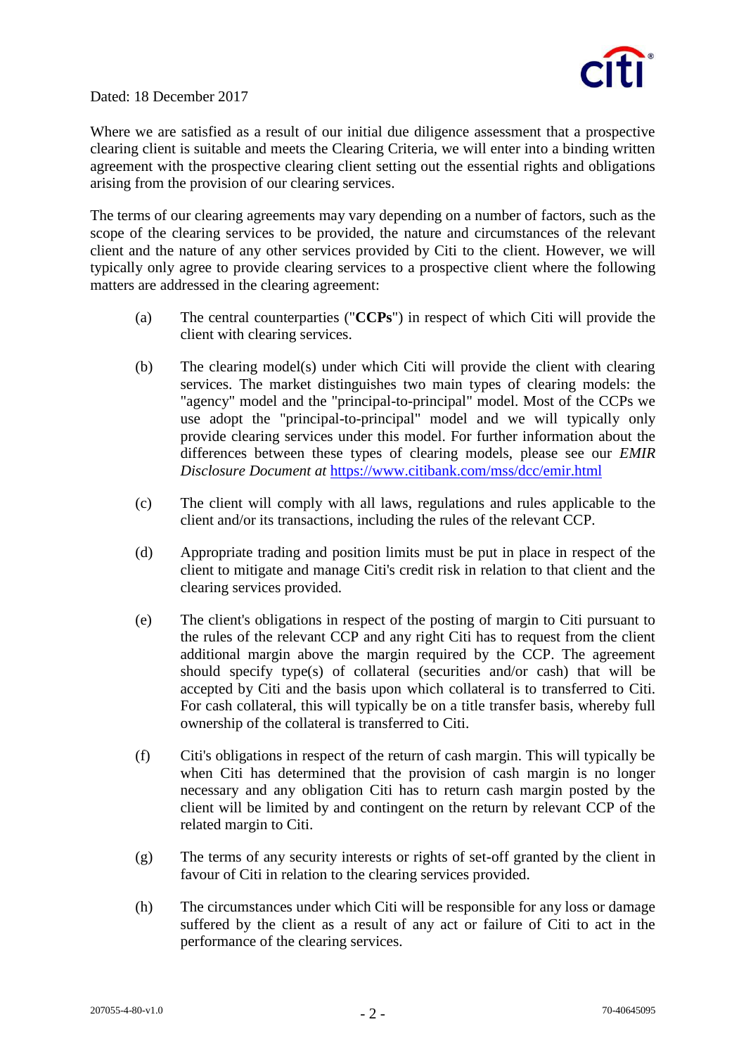Dated: 18 December 2017

Where we are satisfied as a result of our initial due diligence assessment that a prospective clearing client is suitable and meets the Clearing Criteria, we will enter into a binding written agreement with the prospective clearing client setting out the essential rights and obligations arising from the provision of our clearing services.

The terms of our clearing agreements may vary depending on a number of factors, such as the scope of the clearing services to be provided, the nature and circumstances of the relevant client and the nature of any other services provided by Citi to the client. However, we will typically only agree to provide clearing services to a prospective client where the following matters are addressed in the clearing agreement:

(a) The central counterparties ("**CCPs**") in respect of which Citi will provide the client with clearing services.

(b) The clearing model(s) under which Citi will provide the client with clearing services. The market distinguishes two main types of clearing models: the "agency" model and the "principal-to-principal" model. Most of the CCPs we use adopt the "principal-to-principal" model and we will typically only provide clearing services under this model. For further information about the differences between these types of clearing models, please see our *EMIR Disclosure Document at* https://www.citibank.com/mss/dcc/emir.html

(c) The client will comply with all laws, regulations and rules applicable to the client and/or its transactions, including the rules of the relevant CCP.

(d) Appropriate trading and position limits must be put in place in respect of the client to mitigate and manage Citi's credit risk in relation to that client and the clearing services provided.

(e) The client's obligations in respect of the posting of margin to Citi pursuant to the rules of the relevant CCP and any right Citi has to request from the client additional margin above the margin required by the CCP. The agreement should specify type(s) of collateral (securities and/or cash) that will be accepted by Citi and the basis upon which collateral is to transferred to Citi. For cash collateral, this will typically be on a title transfer basis, whereby full ownership of the collateral is transferred to Citi.

(f) Citi's obligations in respect of the return of cash margin. This will typically be when Citi has determined that the provision of cash margin is no longer necessary and any obligation Citi has to return cash margin posted by the client will be limited by and contingent on the return by relevant CCP of the related margin to Citi.

(g) The terms of any security interests or rights of set-off granted by the client in favour of Citi in relation to the clearing services provided.

(h) The circumstances under which Citi will be responsible for any loss or damage suffered by the client as a result of any act or failure of Citi to act in the performance of the clearing services.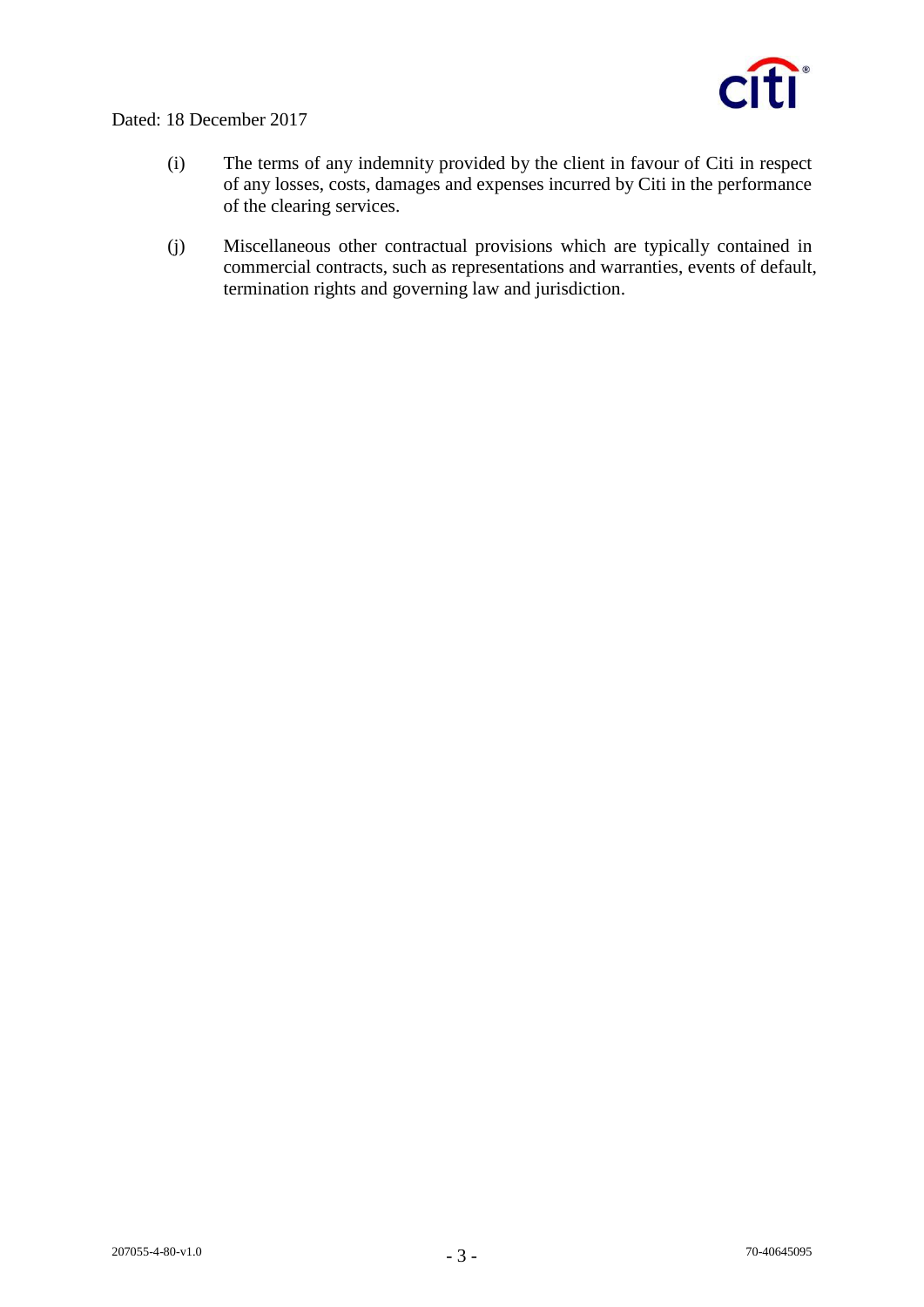Dated: 18 December 2017

(i) The terms of any indemnity provided by the client in favour of Citi in respect of any losses, costs, damages and expenses incurred by Citi in the performance of the clearing services.

(j) Miscellaneous other contractual provisions which are typically contained in commercial contracts, such as representations and warranties, events of default, termination rights and governing law and jurisdiction.